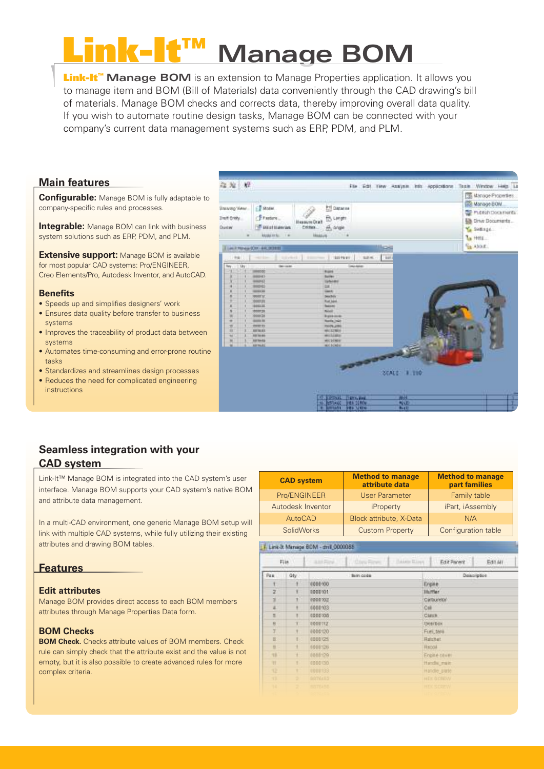# Link-It™ Manage BOM

**Link-It™ Manage BOM** is an extension to Manage Properties application. It allows you to manage item and BOM (Bill of Materials) data conveniently through the CAD drawing's bill of materials. Manage BOM checks and corrects data, thereby improving overall data quality. If you wish to automate routine design tasks, Manage BOM can be connected with your company's current data management systems such as ERP, PDM, and PLM.

## Main features

**Configurable:** Manage BOM is fully adaptable to company-specific rules and processes.

**Integrable:** Manage BOM can link with business system solutions such as ERP, PDM, and PLM.

**Extensive support:** Manage BOM is available for most popular CAD systems: Pro/ENGINEER, Creo Elements/Pro, Autodesk Inventor, and AutoCAD.

### Benefits

- Speeds up and simplifies designers' work
- Ensures data quality before transfer to business systems
- Improves the traceability of product data between systems
- Automates time-consuming and error-prone routine tasks
- Standardizes and streamlines design processes
- Reduces the need for complicated engineering instructions

## Seamless integration with your CAD system

Link-It™ Manage BOM is integrated into the CAD system's user interface. Manage BOM supports your CAD system's native BOM and attribute data management.

In a multi-CAD environment, one generic Manage BOM setup will link with multiple CAD systems, while fully utilizing their existing attributes and drawing BOM tables.

| CAD system | Method to manage attribute data | Method to manage part families |
|---|---|---|
| Pro/ENGINEER | User Parameter | Family table |
| Autodesk Inventor | iProperty | iPart, iAssembly |
| AutoCAD | Block attribute, X-Data | N/A |
| SolidWorks | Custom Property | Configuration table |

## Features

### Edit attributes

Manage BOM provides direct access to each BOM members attributes through Manage Properties Data form.

### BOM Checks

**BOM Check.** Checks attribute values of BOM members. Check rule can simply check that the attribute exist and the value is not empty, but it is also possible to create advanced rules for more complex criteria.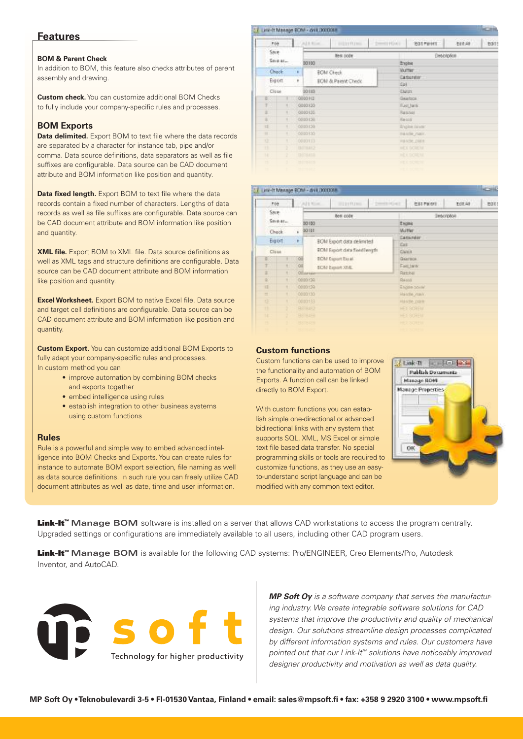## Features

### BOM & Parent Check

In addition to BOM, this feature also checks attributes of parent assembly and drawing.

**Custom check.** You can customize additional BOM Checks to fully include your company-specific rules and processes.

### BOM Exports

**Data delimited.** Export BOM to text file where the data records are separated by a character for instance tab, pipe and/or comma. Data source definitions, data separators as well as file suffixes are configurable. Data source can be CAD document attribute and BOM information like position and quantity.

**Data fixed length.** Export BOM to text file where the data records contain a fixed number of characters. Lengths of data records as well as file suffixes are configurable. Data source can be CAD document attribute and BOM information like position and quantity.

**XML file.** Export BOM to XML file. Data source definitions as well as XML tags and structure definitions are configurable. Data source can be CAD document attribute and BOM information like position and quantity.

**Excel Worksheet.** Export BOM to native Excel file. Data source and target cell definitions are configurable. Data source can be CAD document attribute and BOM information like position and quantity.

**Custom Export.** You can customize additional BOM Exports to fully adapt your company-specific rules and processes.
In custom method you can

- improve automation by combining BOM checks and exports together
- embed intelligence using rules
- establish integration to other business systems using custom functions

### Rules

Rule is a powerful and simple way to embed advanced intelligence into BOM Checks and Exports. You can create rules for instance to automate BOM export selection, file naming as well as data source definitions. In such rule you can freely utilize CAD document attributes as well as date, time and user information.

### Custom functions

Custom functions can be used to improve the functionality and automation of BOM Exports. A function call can be linked directly to BOM Export.

With custom functions you can establish simple one-directional or advanced bidirectional links with any system that supports SQL, XML, MS Excel or simple text file based data transfer. No special programming skills or tools are required to customize functions, as they use an easy-to-understand script language and can be modified with any common text editor.

**Link-It™ Manage BOM** software is installed on a server that allows CAD workstations to access the program centrally. Upgraded settings or configurations are immediately available to all users, including other CAD program users.

**Link-It™ Manage BOM** is available for the following CAD systems: Pro/ENGINEER, Creo Elements/Pro, Autodesk Inventor, and AutoCAD.

mp soft
Technology for higher productivity

***MP Soft Oy** is a software company that serves the manufacturing industry. We create integrable software solutions for CAD systems that improve the productivity and quality of mechanical design. Our solutions streamline design processes complicated by different information systems and rules. Our customers have pointed out that our Link-It™ solutions have noticeably improved designer productivity and motivation as well as data quality.*

**MP Soft Oy • Teknobulevardi 3-5 • FI-01530 Vantaa, Finland • email: sales@mpsoft.fi • fax: +358 9 2920 3100 • www.mpsoft.fi**